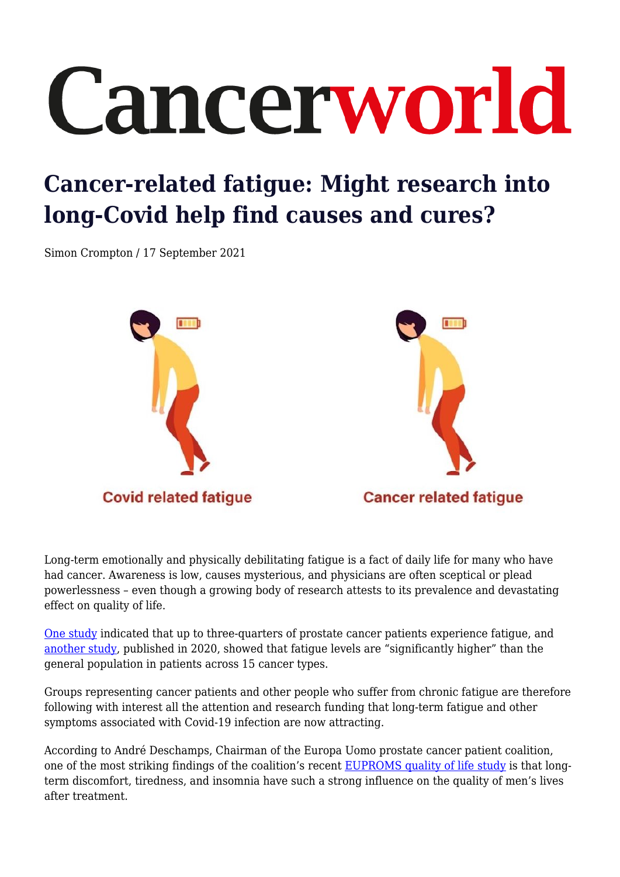# Cancerworld

## Cancer-related fatigue: Might research into long-Covid help find causes and cures?

Simon Crompton / 17 September 2021

Covid related fatigue

Cancer related fatigue

Long-term emotionally and physically debilitating fatigue is a fact of daily life for many who have had cancer. Awareness is low, causes mysterious, and physicians are often sceptical or plead powerlessness – even though a growing body of research attests to its prevalence and devastating effect on quality of life.

One study indicated that up to three-quarters of prostate cancer patients experience fatigue, and another study, published in 2020, showed that fatigue levels are "significantly higher" than the general population in patients across 15 cancer types.

Groups representing cancer patients and other people who suffer from chronic fatigue are therefore following with interest all the attention and research funding that long-term fatigue and other symptoms associated with Covid-19 infection are now attracting.

According to André Deschamps, Chairman of the Europa Uomo prostate cancer patient coalition, one of the most striking findings of the coalition's recent EUPROMS quality of life study is that long-term discomfort, tiredness, and insomnia have such a strong influence on the quality of men's lives after treatment.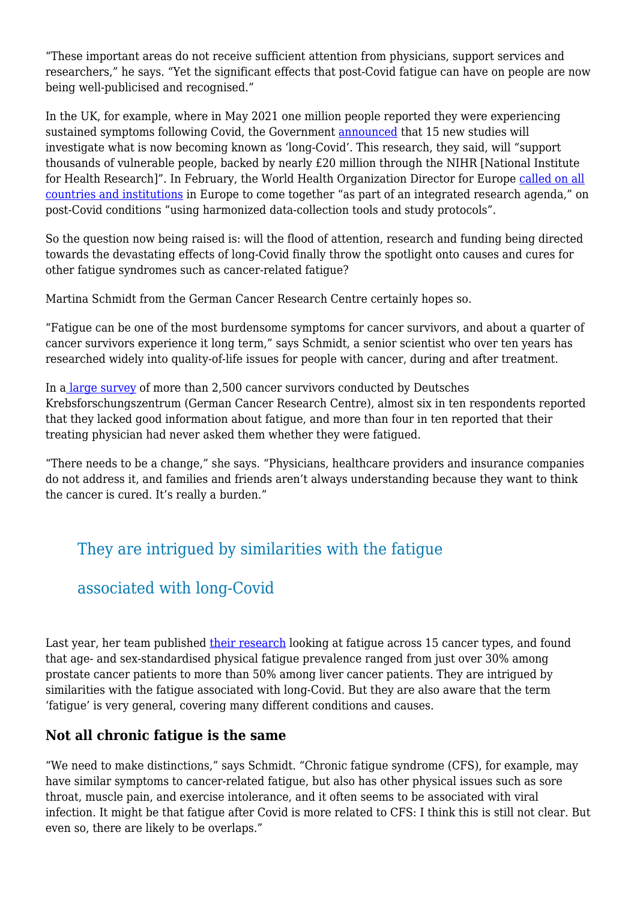"These important areas do not receive sufficient attention from physicians, support services and researchers," he says. "Yet the significant effects that post-Covid fatigue can have on people are now being well-publicised and recognised."

In the UK, for example, where in May 2021 one million people reported they were experiencing sustained symptoms following Covid, the Government announced that 15 new studies will investigate what is now becoming known as 'long-Covid'. This research, they said, will "support thousands of vulnerable people, backed by nearly £20 million through the NIHR [National Institute for Health Research]". In February, the World Health Organization Director for Europe called on all countries and institutions in Europe to come together "as part of an integrated research agenda," on post-Covid conditions "using harmonized data-collection tools and study protocols".

So the question now being raised is: will the flood of attention, research and funding being directed towards the devastating effects of long-Covid finally throw the spotlight onto causes and cures for other fatigue syndromes such as cancer-related fatigue?

Martina Schmidt from the German Cancer Research Centre certainly hopes so.

"Fatigue can be one of the most burdensome symptoms for cancer survivors, and about a quarter of cancer survivors experience it long term," says Schmidt, a senior scientist who over ten years has researched widely into quality-of-life issues for people with cancer, during and after treatment.

In a large survey of more than 2,500 cancer survivors conducted by Deutsches Krebsforschungszentrum (German Cancer Research Centre), almost six in ten respondents reported that they lacked good information about fatigue, and more than four in ten reported that their treating physician had never asked them whether they were fatigued.

"There needs to be a change," she says. "Physicians, healthcare providers and insurance companies do not address it, and families and friends aren't always understanding because they want to think the cancer is cured. It's really a burden."

> They are intrigued by similarities with the fatigue associated with long-Covid

Last year, her team published their research looking at fatigue across 15 cancer types, and found that age- and sex-standardised physical fatigue prevalence ranged from just over 30% among prostate cancer patients to more than 50% among liver cancer patients. They are intrigued by similarities with the fatigue associated with long-Covid. But they are also aware that the term 'fatigue' is very general, covering many different conditions and causes.

### Not all chronic fatigue is the same

"We need to make distinctions," says Schmidt. "Chronic fatigue syndrome (CFS), for example, may have similar symptoms to cancer-related fatigue, but also has other physical issues such as sore throat, muscle pain, and exercise intolerance, and it often seems to be associated with viral infection. It might be that fatigue after Covid is more related to CFS: I think this is still not clear. But even so, there are likely to be overlaps."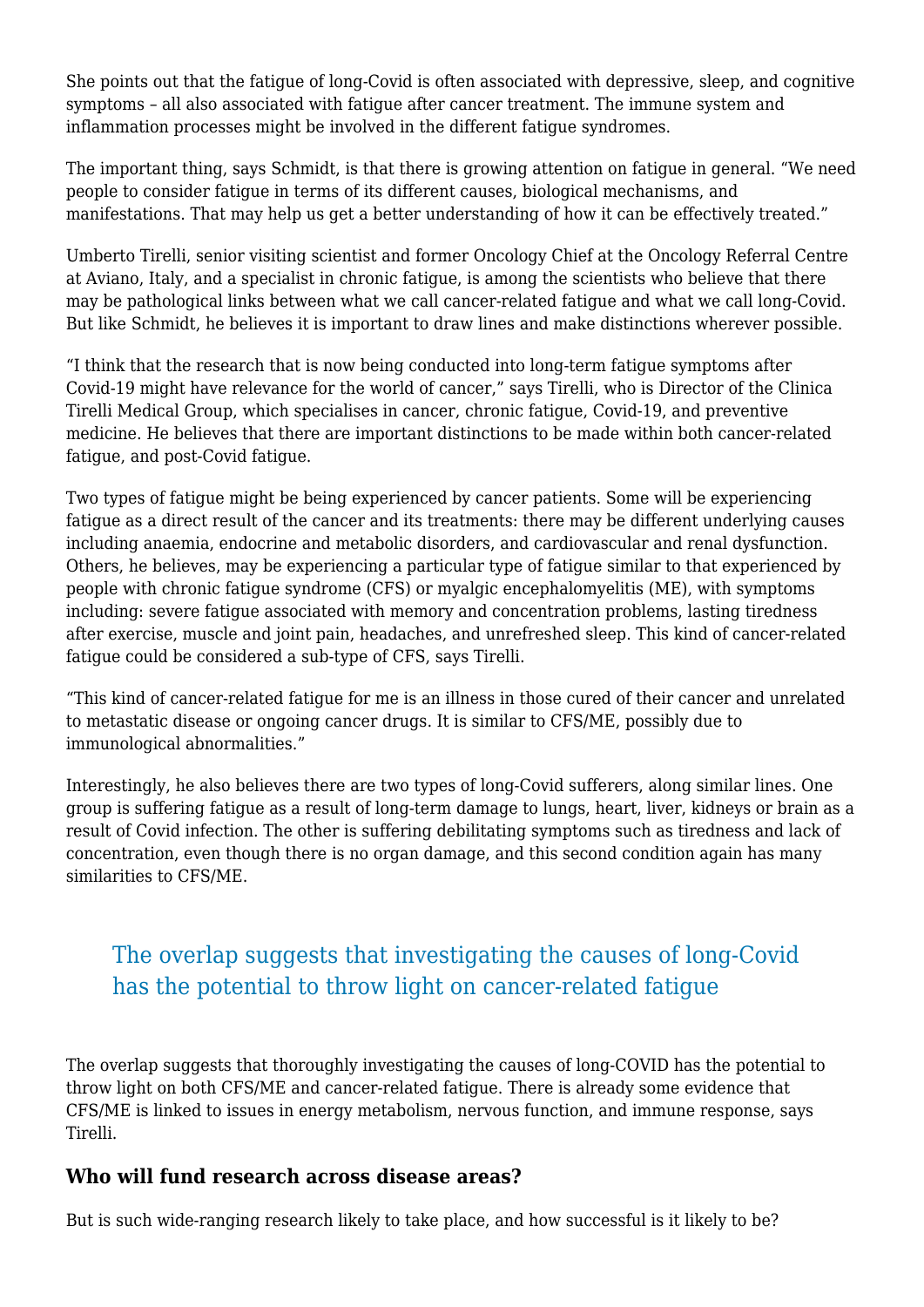She points out that the fatigue of long-Covid is often associated with depressive, sleep, and cognitive symptoms – all also associated with fatigue after cancer treatment. The immune system and inflammation processes might be involved in the different fatigue syndromes.

The important thing, says Schmidt, is that there is growing attention on fatigue in general. "We need people to consider fatigue in terms of its different causes, biological mechanisms, and manifestations. That may help us get a better understanding of how it can be effectively treated."

Umberto Tirelli, senior visiting scientist and former Oncology Chief at the Oncology Referral Centre at Aviano, Italy, and a specialist in chronic fatigue, is among the scientists who believe that there may be pathological links between what we call cancer-related fatigue and what we call long-Covid. But like Schmidt, he believes it is important to draw lines and make distinctions wherever possible.

"I think that the research that is now being conducted into long-term fatigue symptoms after Covid-19 might have relevance for the world of cancer," says Tirelli, who is Director of the Clinica Tirelli Medical Group, which specialises in cancer, chronic fatigue, Covid-19, and preventive medicine. He believes that there are important distinctions to be made within both cancer-related fatigue, and post-Covid fatigue.

Two types of fatigue might be being experienced by cancer patients. Some will be experiencing fatigue as a direct result of the cancer and its treatments: there may be different underlying causes including anaemia, endocrine and metabolic disorders, and cardiovascular and renal dysfunction. Others, he believes, may be experiencing a particular type of fatigue similar to that experienced by people with chronic fatigue syndrome (CFS) or myalgic encephalomyelitis (ME), with symptoms including: severe fatigue associated with memory and concentration problems, lasting tiredness after exercise, muscle and joint pain, headaches, and unrefreshed sleep. This kind of cancer-related fatigue could be considered a sub-type of CFS, says Tirelli.

"This kind of cancer-related fatigue for me is an illness in those cured of their cancer and unrelated to metastatic disease or ongoing cancer drugs. It is similar to CFS/ME, possibly due to immunological abnormalities."

Interestingly, he also believes there are two types of long-Covid sufferers, along similar lines. One group is suffering fatigue as a result of long-term damage to lungs, heart, liver, kidneys or brain as a result of Covid infection. The other is suffering debilitating symptoms such as tiredness and lack of concentration, even though there is no organ damage, and this second condition again has many similarities to CFS/ME.

> The overlap suggests that investigating the causes of long-Covid has the potential to throw light on cancer-related fatigue

The overlap suggests that thoroughly investigating the causes of long-COVID has the potential to throw light on both CFS/ME and cancer-related fatigue. There is already some evidence that CFS/ME is linked to issues in energy metabolism, nervous function, and immune response, says Tirelli.

### Who will fund research across disease areas?

But is such wide-ranging research likely to take place, and how successful is it likely to be?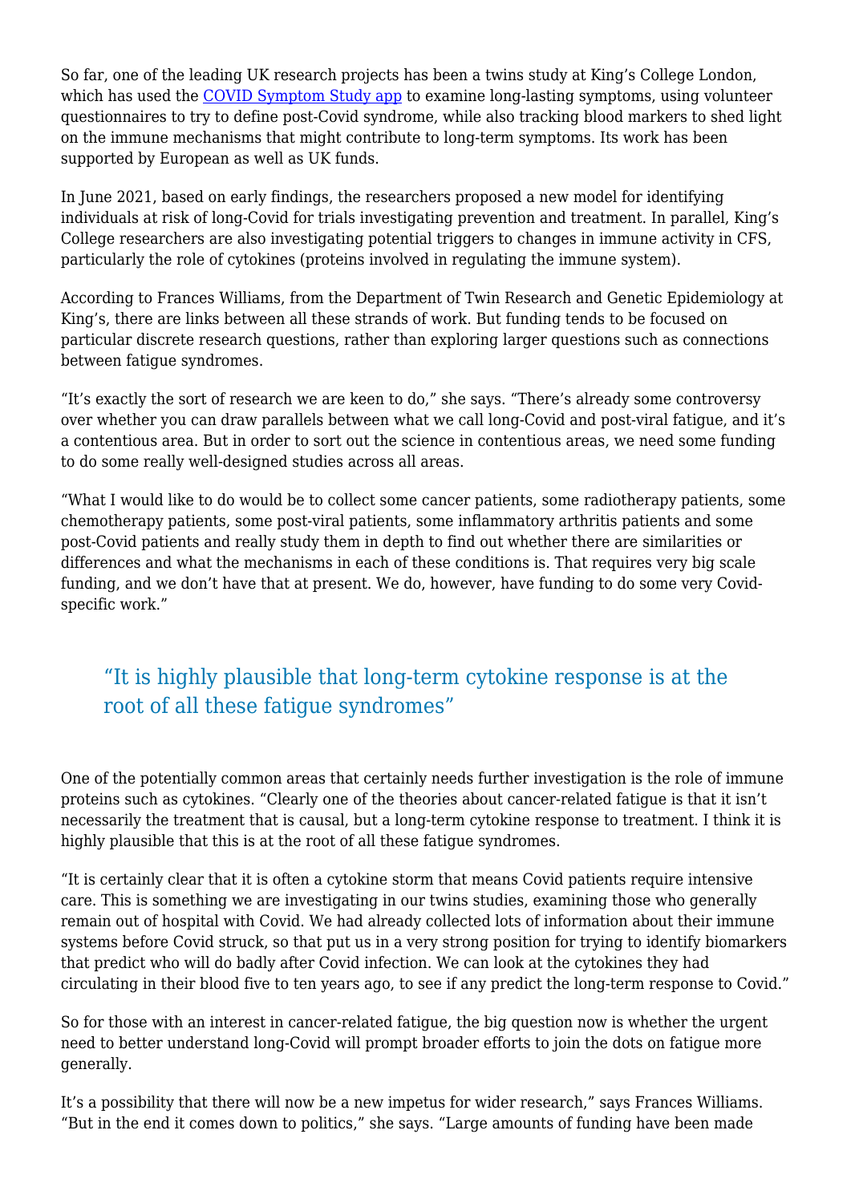So far, one of the leading UK research projects has been a twins study at King's College London, which has used the [COVID Symptom Study app](#) to examine long-lasting symptoms, using volunteer questionnaires to try to define post-Covid syndrome, while also tracking blood markers to shed light on the immune mechanisms that might contribute to long-term symptoms. Its work has been supported by European as well as UK funds.

In June 2021, based on early findings, the researchers proposed a new model for identifying individuals at risk of long-Covid for trials investigating prevention and treatment. In parallel, King's College researchers are also investigating potential triggers to changes in immune activity in CFS, particularly the role of cytokines (proteins involved in regulating the immune system).

According to Frances Williams, from the Department of Twin Research and Genetic Epidemiology at King's, there are links between all these strands of work. But funding tends to be focused on particular discrete research questions, rather than exploring larger questions such as connections between fatigue syndromes.

"It's exactly the sort of research we are keen to do," she says. "There's already some controversy over whether you can draw parallels between what we call long-Covid and post-viral fatigue, and it's a contentious area. But in order to sort out the science in contentious areas, we need some funding to do some really well-designed studies across all areas.

"What I would like to do would be to collect some cancer patients, some radiotherapy patients, some chemotherapy patients, some post-viral patients, some inflammatory arthritis patients and some post-Covid patients and really study them in depth to find out whether there are similarities or differences and what the mechanisms in each of these conditions is. That requires very big scale funding, and we don't have that at present. We do, however, have funding to do some very Covid-specific work."

> "It is highly plausible that long-term cytokine response is at the root of all these fatigue syndromes"

One of the potentially common areas that certainly needs further investigation is the role of immune proteins such as cytokines. "Clearly one of the theories about cancer-related fatigue is that it isn't necessarily the treatment that is causal, but a long-term cytokine response to treatment. I think it is highly plausible that this is at the root of all these fatigue syndromes.

"It is certainly clear that it is often a cytokine storm that means Covid patients require intensive care. This is something we are investigating in our twins studies, examining those who generally remain out of hospital with Covid. We had already collected lots of information about their immune systems before Covid struck, so that put us in a very strong position for trying to identify biomarkers that predict who will do badly after Covid infection. We can look at the cytokines they had circulating in their blood five to ten years ago, to see if any predict the long-term response to Covid."

So for those with an interest in cancer-related fatigue, the big question now is whether the urgent need to better understand long-Covid will prompt broader efforts to join the dots on fatigue more generally.

It's a possibility that there will now be a new impetus for wider research," says Frances Williams. "But in the end it comes down to politics," she says. "Large amounts of funding have been made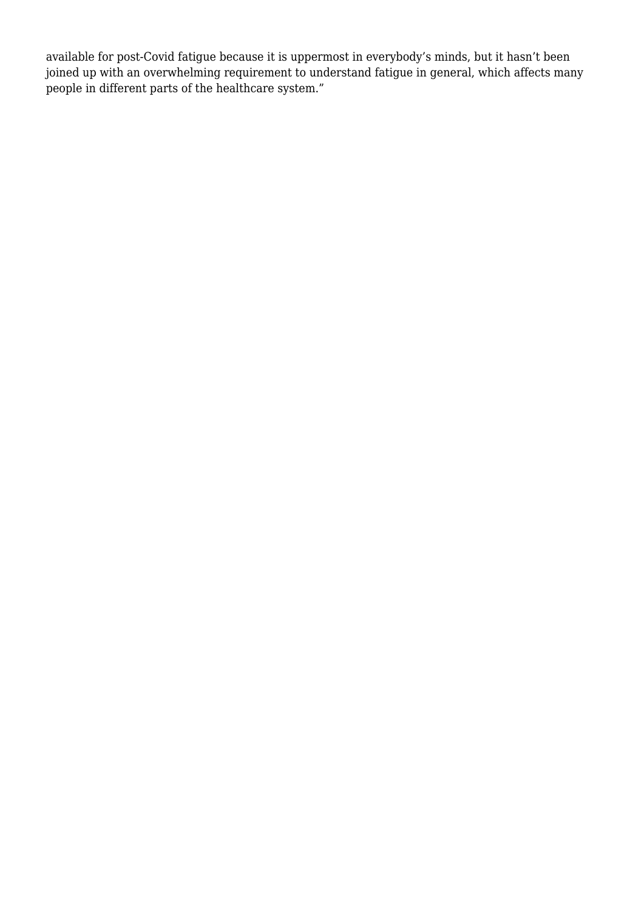available for post-Covid fatigue because it is uppermost in everybody’s minds, but it hasn’t been joined up with an overwhelming requirement to understand fatigue in general, which affects many people in different parts of the healthcare system.”